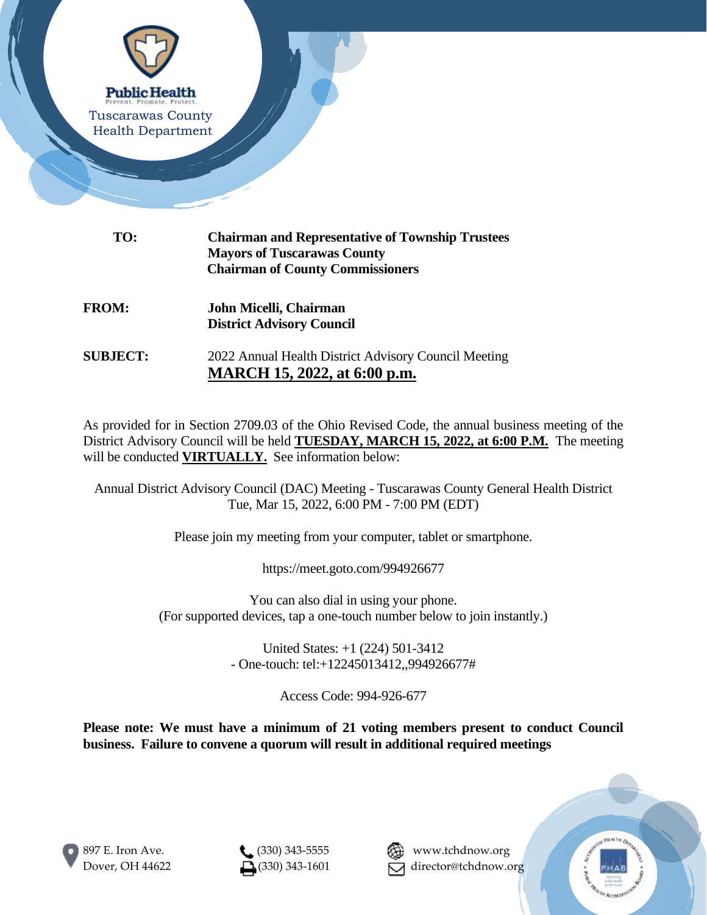Public Health
Prevent. Promote. Protect.
Tuscarawas County
Health Department

| | |
|---|---|
| **TO:** | **Chairman and Representative of Township Trustees**<br>**Mayors of Tuscarawas County**<br>**Chairman of County Commissioners** |
| **FROM:** | **John Micelli, Chairman**<br>**District Advisory Council** |
| **SUBJECT:** | 2022 Annual Health District Advisory Council Meeting<br>**MARCH 15, 2022, at 6:00 p.m.** |

As provided for in Section 2709.03 of the Ohio Revised Code, the annual business meeting of the District Advisory Council will be held **TUESDAY, MARCH 15, 2022, at 6:00 P.M.** The meeting will be conducted **VIRTUALLY.** See information below:

Annual District Advisory Council (DAC) Meeting - Tuscarawas County General Health District
Tue, Mar 15, 2022, 6:00 PM - 7:00 PM (EDT)

Please join my meeting from your computer, tablet or smartphone.

https://meet.goto.com/994926677

You can also dial in using your phone.
(For supported devices, tap a one-touch number below to join instantly.)

United States: +1 (224) 501-3412
- One-touch: tel:+12245013412,,994926677#

Access Code: 994-926-677

**Please note: We must have a minimum of 21 voting members present to conduct Council business. Failure to convene a quorum will result in additional required meetings**

897 E. Iron Ave.
Dover, OH 44622

(330) 343-5555
(330) 343-1601

www.tchdnow.org
director@tchdnow.org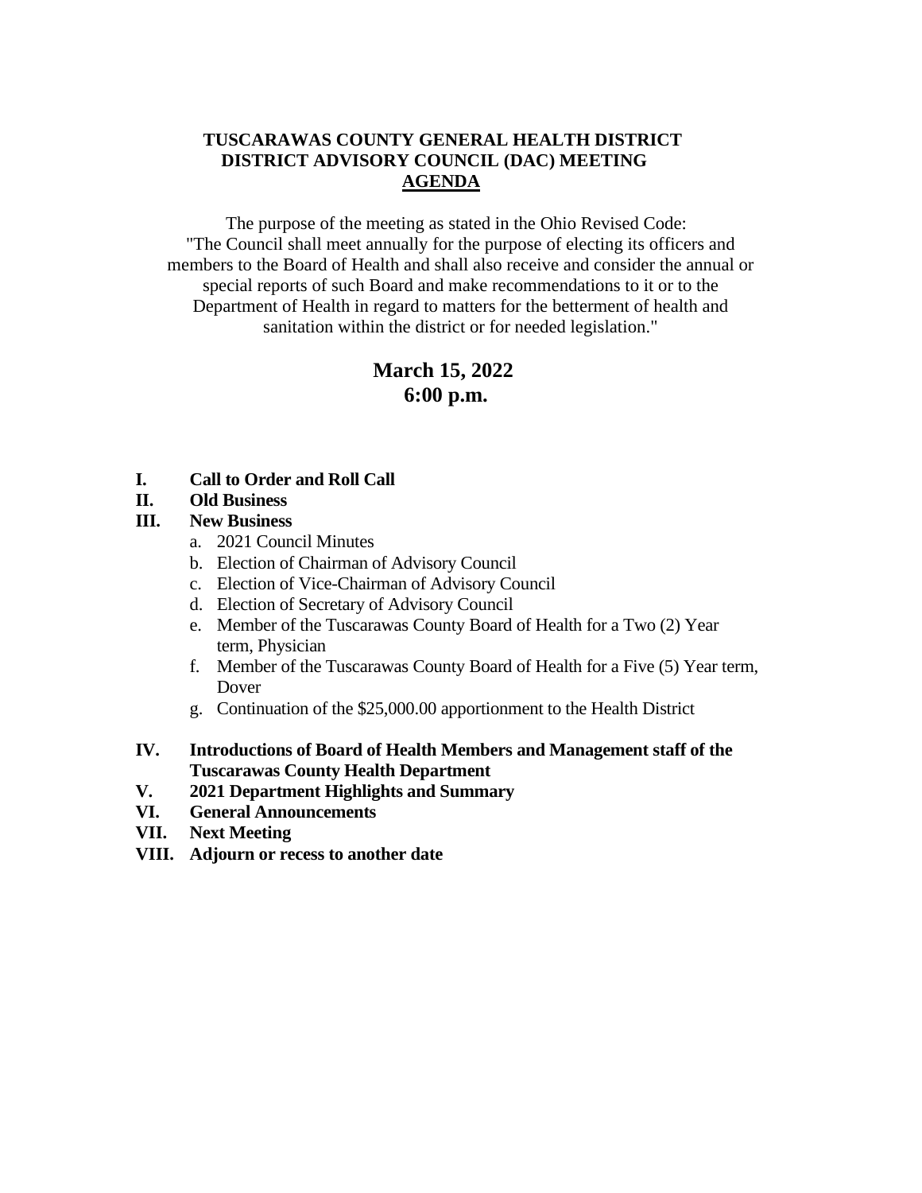**TUSCARAWAS COUNTY GENERAL HEALTH DISTRICT**
**DISTRICT ADVISORY COUNCIL (DAC) MEETING**
**AGENDA**

The purpose of the meeting as stated in the Ohio Revised Code:
"The Council shall meet annually for the purpose of electing its officers and members to the Board of Health and shall also receive and consider the annual or special reports of such Board and make recommendations to it or to the Department of Health in regard to matters for the betterment of health and sanitation within the district or for needed legislation."

**March 15, 2022**
**6:00 p.m.**

**I. Call to Order and Roll Call**

**II. Old Business**

**III. New Business**

a. 2021 Council Minutes
b. Election of Chairman of Advisory Council
c. Election of Vice-Chairman of Advisory Council
d. Election of Secretary of Advisory Council
e. Member of the Tuscarawas County Board of Health for a Two (2) Year term, Physician
f. Member of the Tuscarawas County Board of Health for a Five (5) Year term, Dover
g. Continuation of the $25,000.00 apportionment to the Health District

**IV. Introductions of Board of Health Members and Management staff of the Tuscarawas County Health Department**

**V. 2021 Department Highlights and Summary**

**VI. General Announcements**

**VII. Next Meeting**

**VIII. Adjourn or recess to another date**